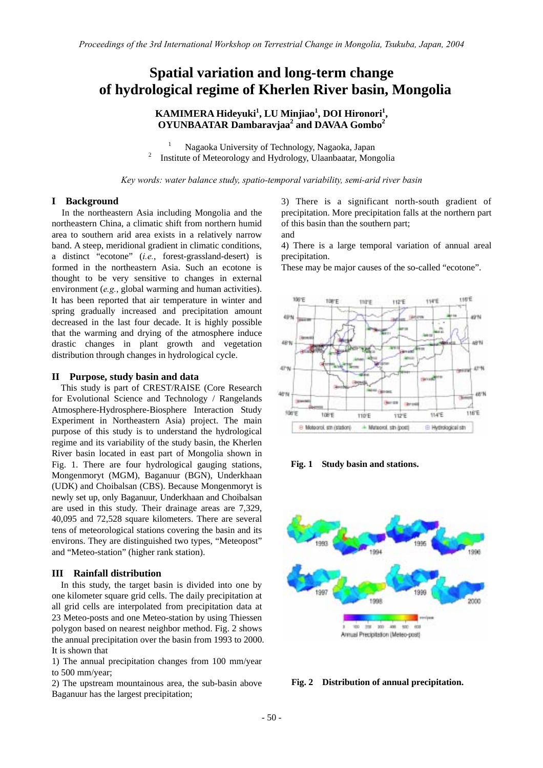# Spatial variation and long-term change of hydrological regime of Kherlen River basin, Mongolia

**KAMIMERA Hideyuki[1], LU Minjiao[1], DOI Hironori[1], OYUNBAATAR Dambaravjaa[2] and DAVAA Gombo[2]**

[1] Nagaoka University of Technology, Nagaoka, Japan
[2] Institute of Meteorology and Hydrology, Ulaanbaatar, Mongolia

*Key words: water balance study, spatio-temporal variability, semi-arid river basin*

## I Background

In the northeastern Asia including Mongolia and the northeastern China, a climatic shift from northern humid area to southern arid area exists in a relatively narrow band. A steep, meridional gradient in climatic conditions, a distinct "ecotone" (*i.e.*, forest-grassland-desert) is formed in the northeastern Asia. Such an ecotone is thought to be very sensitive to changes in external environment (*e.g.*, global warming and human activities). It has been reported that air temperature in winter and spring gradually increased and precipitation amount decreased in the last four decade. It is highly possible that the warming and drying of the atmosphere induce drastic changes in plant growth and vegetation distribution through changes in hydrological cycle.

## II Purpose, study basin and data

This study is part of CREST/RAISE (Core Research for Evolutional Science and Technology / Rangelands Atmosphere-Hydrosphere-Biosphere Interaction Study Experiment in Northeastern Asia) project. The main purpose of this study is to understand the hydrological regime and its variability of the study basin, the Kherlen River basin located in east part of Mongolia shown in Fig. 1. There are four hydrological gauging stations, Mongenmoryt (MGM), Baganuur (BGN), Underkhaan (UDK) and Choibalsan (CBS). Because Mongenmoryt is newly set up, only Baganuur, Underkhaan and Choibalsan are used in this study. Their drainage areas are 7,329, 40,095 and 72,528 square kilometers. There are several tens of meteorological stations covering the basin and its environs. They are distinguished two types, "Meteopost" and "Meteo-station" (higher rank station).

## III Rainfall distribution

In this study, the target basin is divided into one by one kilometer square grid cells. The daily precipitation at all grid cells are interpolated from precipitation data at 23 Meteo-posts and one Meteo-station by using Thiessen polygon based on nearest neighbor method. Fig. 2 shows the annual precipitation over the basin from 1993 to 2000. It is shown that

1) The annual precipitation changes from 100 mm/year to 500 mm/year;

2) The upstream mountainous area, the sub-basin above Baganuur has the largest precipitation;

3) There is a significant north-south gradient of precipitation. More precipitation falls at the northern part of this basin than the southern part;

and

4) There is a large temporal variation of annual areal precipitation.

These may be major causes of the so-called "ecotone".

**Fig. 1 Study basin and stations.**

**Fig. 2 Distribution of annual precipitation.**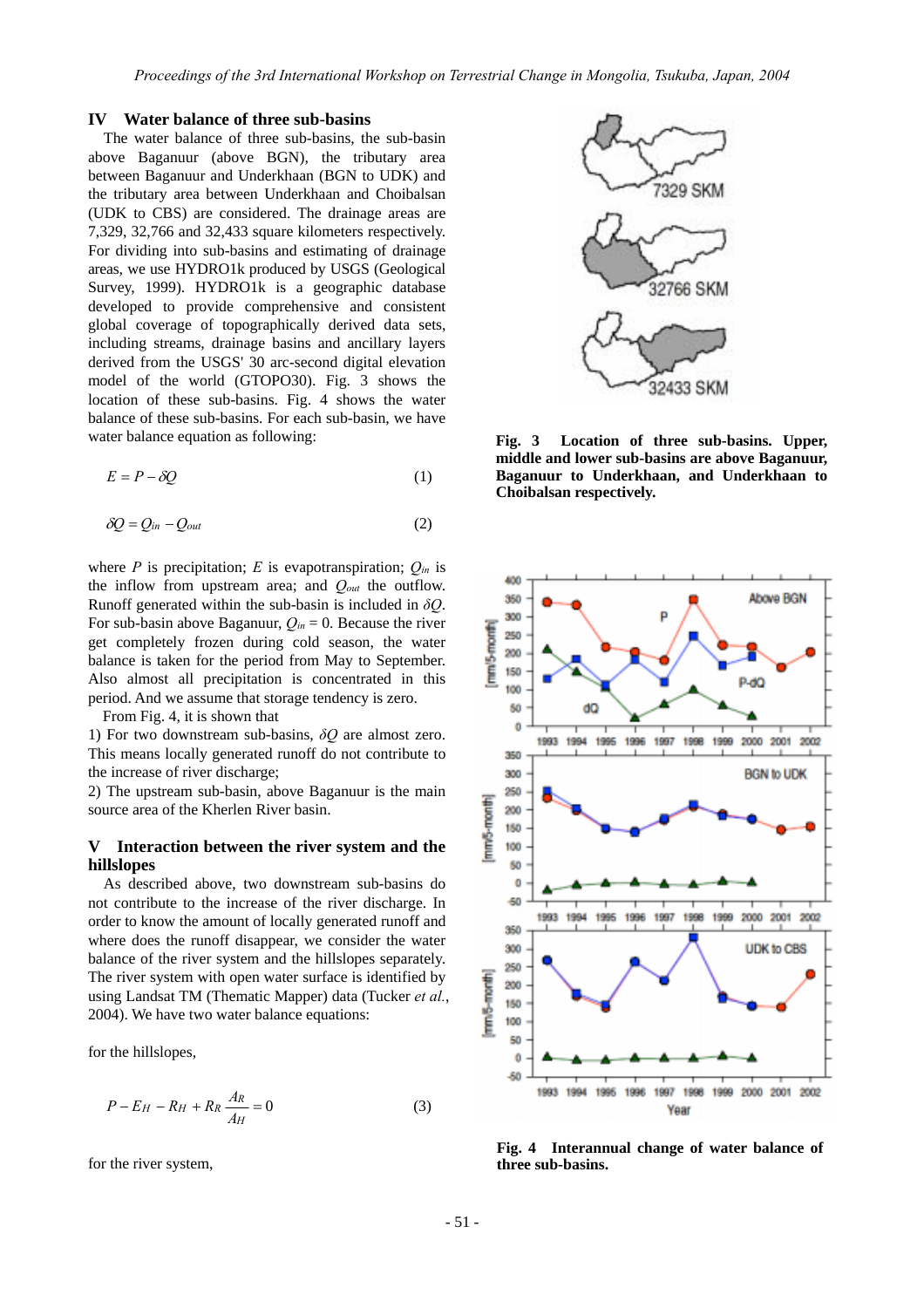## IV Water balance of three sub-basins

The water balance of three sub-basins, the sub-basin above Baganuur (above BGN), the tributary area between Baganuur and Underkhaan (BGN to UDK) and the tributary area between Underkhaan and Choibalsan (UDK to CBS) are considered. The drainage areas are 7,329, 32,766 and 32,433 square kilometers respectively. For dividing into sub-basins and estimating of drainage areas, we use HYDRO1k produced by USGS (Geological Survey, 1999). HYDRO1k is a geographic database developed to provide comprehensive and consistent global coverage of topographically derived data sets, including streams, drainage basins and ancillary layers derived from the USGS' 30 arc-second digital elevation model of the world (GTOPO30). Fig. 3 shows the location of these sub-basins. Fig. 4 shows the water balance of these sub-basins. For each sub-basin, we have water balance equation as following:

$$E = P - \delta Q \tag{1}$$

$$\delta Q = Q_{in} - Q_{out} \tag{2}$$

where $P$ is precipitation; $E$ is evapotranspiration; $Q_{in}$ is the inflow from upstream area; and $Q_{out}$ the outflow. Runoff generated within the sub-basin is included in $\delta Q$. For sub-basin above Baganuur, $Q_{in} = 0$. Because the river get completely frozen during cold season, the water balance is taken for the period from May to September. Also almost all precipitation is concentrated in this period. And we assume that storage tendency is zero.

From Fig. 4, it is shown that

1) For two downstream sub-basins, $\delta Q$ are almost zero. This means locally generated runoff do not contribute to the increase of river discharge;

2) The upstream sub-basin, above Baganuur is the main source area of the Kherlen River basin.

**Fig. 3 Location of three sub-basins. Upper, middle and lower sub-basins are above Baganuur, Baganuur to Underkhaan, and Underkhaan to Choibalsan respectively.**

**Fig. 4 Interannual change of water balance of three sub-basins.**

## V Interaction between the river system and the hillslopes

As described above, two downstream sub-basins do not contribute to the increase of the river discharge. In order to know the amount of locally generated runoff and where does the runoff disappear, we consider the water balance of the river system and the hillslopes separately. The river system with open water surface is identified by using Landsat TM (Thematic Mapper) data (Tucker *et al.*, 2004). We have two water balance equations:

for the hillslopes,

$$P - E_H - R_H + R_R \frac{A_R}{A_H} = 0 \tag{3}$$

for the river system,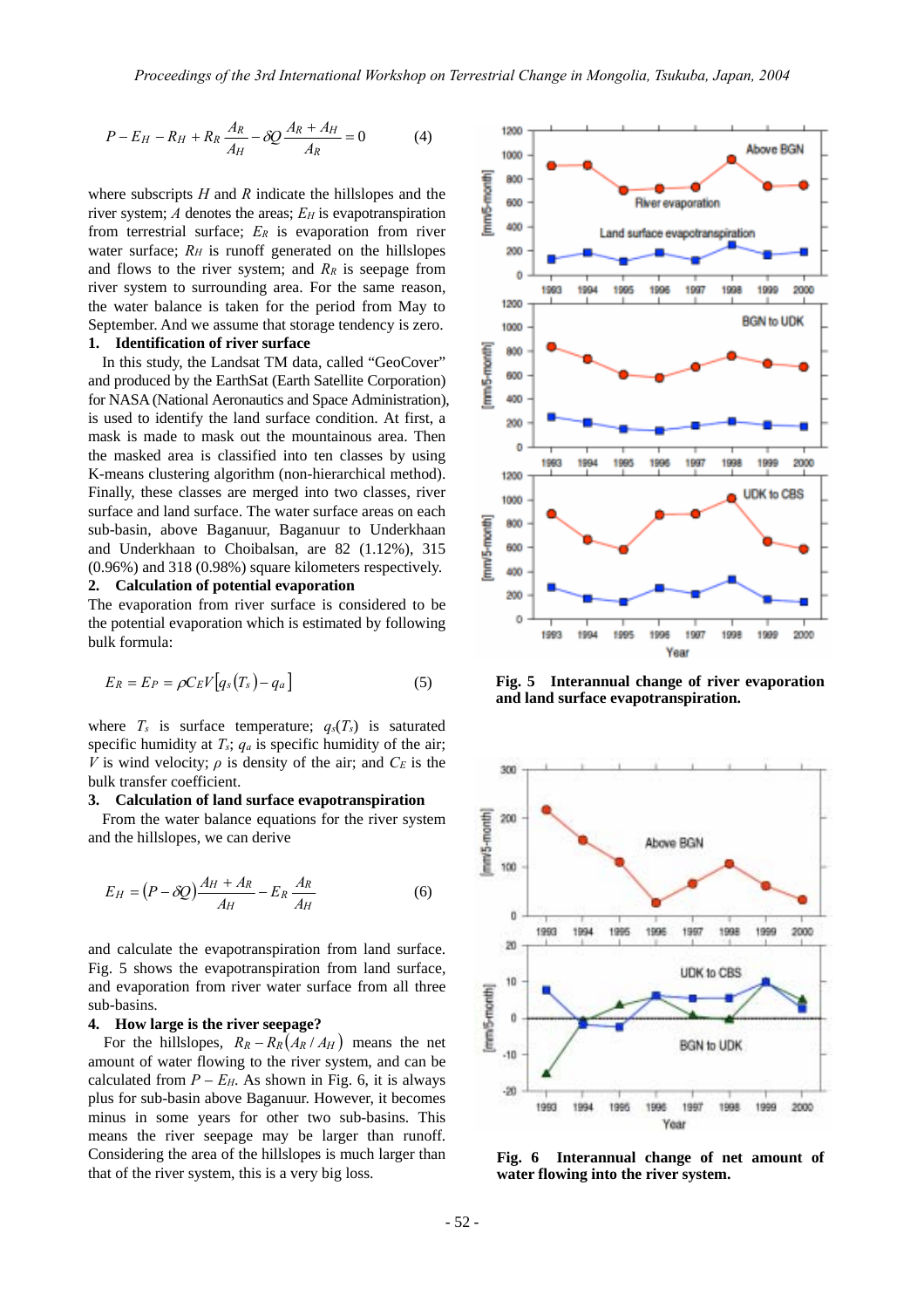$$P - E_H - R_H + R_R \frac{A_R}{A_H} - \delta Q \frac{A_R + A_H}{A_R} = 0 \qquad (4)$$

where subscripts $H$ and $R$ indicate the hillslopes and the river system; $A$ denotes the areas; $E_H$ is evapotranspiration from terrestrial surface; $E_R$ is evaporation from river water surface; $R_H$ is runoff generated on the hillslopes and flows to the river system; and $R_R$ is seepage from river system to surrounding area. For the same reason, the water balance is taken for the period from May to September. And we assume that storage tendency is zero.

### 1. Identification of river surface

In this study, the Landsat TM data, called "GeoCover" and produced by the EarthSat (Earth Satellite Corporation) for NASA (National Aeronautics and Space Administration), is used to identify the land surface condition. At first, a mask is made to mask out the mountainous area. Then the masked area is classified into ten classes by using K-means clustering algorithm (non-hierarchical method). Finally, these classes are merged into two classes, river surface and land surface. The water surface areas on each sub-basin, above Baganuur, Baganuur to Underkhaan and Underkhaan to Choibalsan, are 82 (1.12%), 315 (0.96%) and 318 (0.98%) square kilometers respectively.

### 2. Calculation of potential evaporation

The evaporation from river surface is considered to be the potential evaporation which is estimated by following bulk formula:

$$E_R = E_P = \rho C_E V \left[ q_s(T_s) - q_a \right] \qquad (5)$$

where $T_s$ is surface temperature; $q_s(T_s)$ is saturated specific humidity at $T_s$; $q_a$ is specific humidity of the air; $V$ is wind velocity; $\rho$ is density of the air; and $C_E$ is the bulk transfer coefficient.

### 3. Calculation of land surface evapotranspiration

From the water balance equations for the river system and the hillslopes, we can derive

$$E_H = (P - \delta Q) \frac{A_H + A_R}{A_H} - E_R \frac{A_R}{A_H} \qquad (6)$$

and calculate the evapotranspiration from land surface. Fig. 5 shows the evapotranspiration from land surface, and evaporation from river water surface from all three sub-basins.

### 4. How large is the river seepage?

For the hillslopes, $R_R - R_R(A_R / A_H)$ means the net amount of water flowing to the river system, and can be calculated from $P - E_H$. As shown in Fig. 6, it is always plus for sub-basin above Baganuur. However, it becomes minus in some years for other two sub-basins. This means the river seepage may be larger than runoff. Considering the area of the hillslopes is much larger than that of the river system, this is a very big loss.

**Fig. 5 Interannual change of river evaporation and land surface evapotranspiration.**

**Fig. 6 Interannual change of net amount of water flowing into the river system.**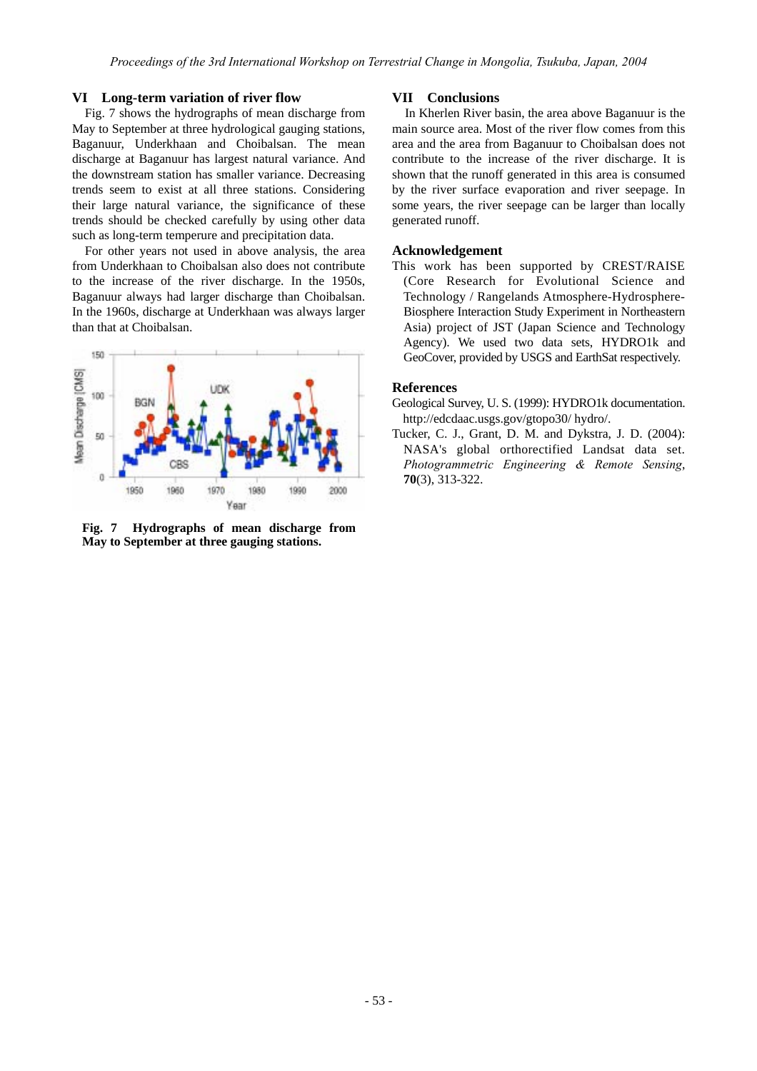## VI Long-term variation of river flow

Fig. 7 shows the hydrographs of mean discharge from May to September at three hydrological gauging stations, Baganuur, Underkhaan and Choibalsan. The mean discharge at Baganuur has largest natural variance. And the downstream station has smaller variance. Decreasing trends seem to exist at all three stations. Considering their large natural variance, the significance of these trends should be checked carefully by using other data such as long-term temperure and precipitation data.

For other years not used in above analysis, the area from Underkhaan to Choibalsan also does not contribute to the increase of the river discharge. In the 1950s, Baganuur always had larger discharge than Choibalsan. In the 1960s, discharge at Underkhaan was always larger than that at Choibalsan.

150
100
50
0
Mean Discharge [CMS]
BGN
UDK
CBS
1950
1960
1970
1980
1990
2000
Year

**Fig. 7 Hydrographs of mean discharge from May to September at three gauging stations.**

## VII Conclusions

In Kherlen River basin, the area above Baganuur is the main source area. Most of the river flow comes from this area and the area from Baganuur to Choibalsan does not contribute to the increase of the river discharge. It is shown that the runoff generated in this area is consumed by the river surface evaporation and river seepage. In some years, the river seepage can be larger than locally generated runoff.

## Acknowledgement

This work has been supported by CREST/RAISE (Core Research for Evolutional Science and Technology / Rangelands Atmosphere-Hydrosphere-Biosphere Interaction Study Experiment in Northeastern Asia) project of JST (Japan Science and Technology Agency). We used two data sets, HYDRO1k and GeoCover, provided by USGS and EarthSat respectively.

## References

Geological Survey, U. S. (1999): HYDRO1k documentation. http://edcdaac.usgs.gov/gtopo30/ hydro/.

Tucker, C. J., Grant, D. M. and Dykstra, J. D. (2004): NASA's global orthorectified Landsat data set. *Photogrammetric Engineering & Remote Sensing*, **70**(3), 313-322.